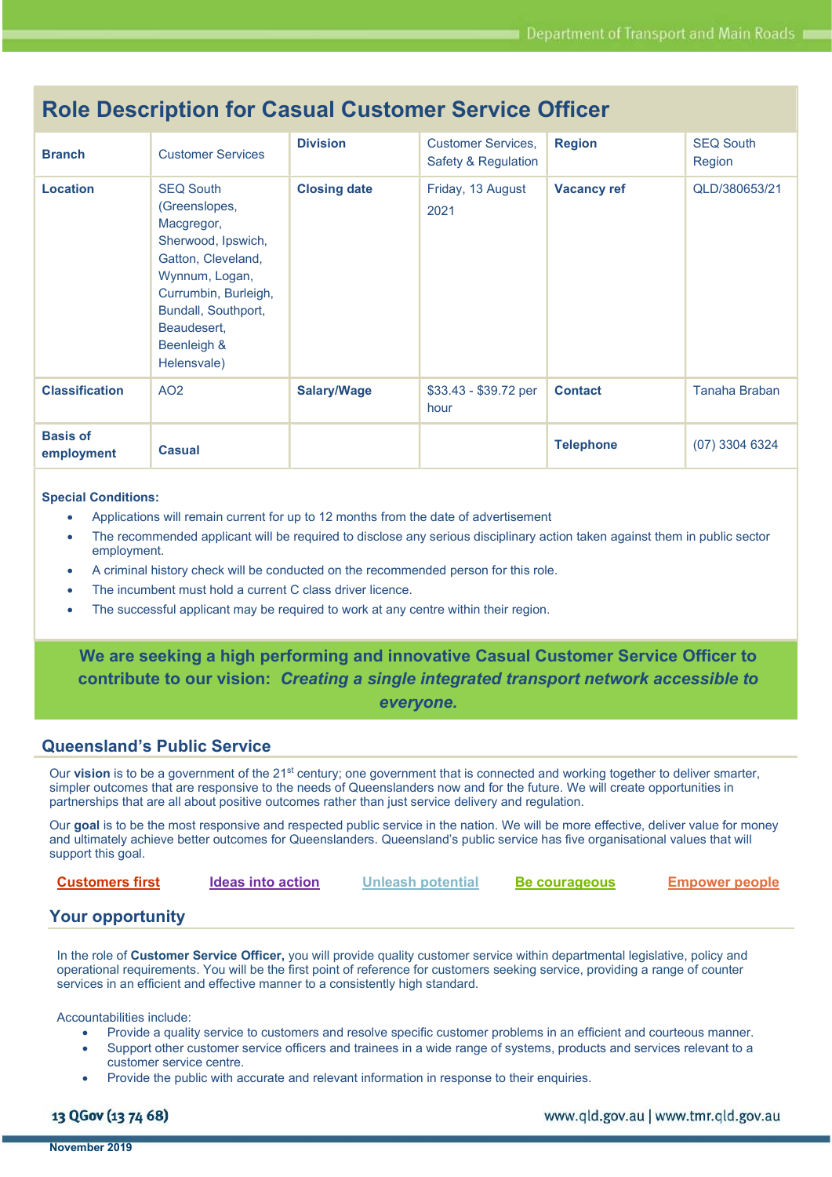# Role Description for Casual Customer Service Officer

| **Branch** | Customer Services | **Division** | Customer Services, Safety & Regulation | **Region** | SEQ South Region |
|---|---|---|---|---|---|
| **Location** | SEQ South (Greenslopes, Macgregor, Sherwood, Ipswich, Gatton, Cleveland, Wynnum, Logan, Currumbin, Burleigh, Bundall, Southport, Beaudesert, Beenleigh & Helensvale) | **Closing date** | Friday, 13 August 2021 | **Vacancy ref** | QLD/380653/21 |
| **Classification** | AO2 | **Salary/Wage** | $33.43 - $39.72 per hour | **Contact** | Tanaha Braban |
| **Basis of employment** | **Casual** | | | **Telephone** | (07) 3304 6324 |

**Special Conditions:**

- Applications will remain current for up to 12 months from the date of advertisement
- The recommended applicant will be required to disclose any serious disciplinary action taken against them in public sector employment.
- A criminal history check will be conducted on the recommended person for this role.
- The incumbent must hold a current C class driver licence.
- The successful applicant may be required to work at any centre within their region.

**We are seeking a high performing and innovative Casual Customer Service Officer to contribute to our vision: *Creating a single integrated transport network accessible to everyone.***

## Queensland's Public Service

Our **vision** is to be a government of the 21st century; one government that is connected and working together to deliver smarter, simpler outcomes that are responsive to the needs of Queenslanders now and for the future. We will create opportunities in partnerships that are all about positive outcomes rather than just service delivery and regulation.

Our **goal** is to be the most responsive and respected public service in the nation. We will be more effective, deliver value for money and ultimately achieve better outcomes for Queenslanders. Queensland's public service has five organisational values that will support this goal.

**Customers first** | **Ideas into action** | **Unleash potential** | **Be courageous** | **Empower people**

## Your opportunity

In the role of **Customer Service Officer,** you will provide quality customer service within departmental legislative, policy and operational requirements. You will be the first point of reference for customers seeking service, providing a range of counter services in an efficient and effective manner to a consistently high standard.

Accountabilities include:

- Provide a quality service to customers and resolve specific customer problems in an efficient and courteous manner.
- Support other customer service officers and trainees in a wide range of systems, products and services relevant to a customer service centre.
- Provide the public with accurate and relevant information in response to their enquiries.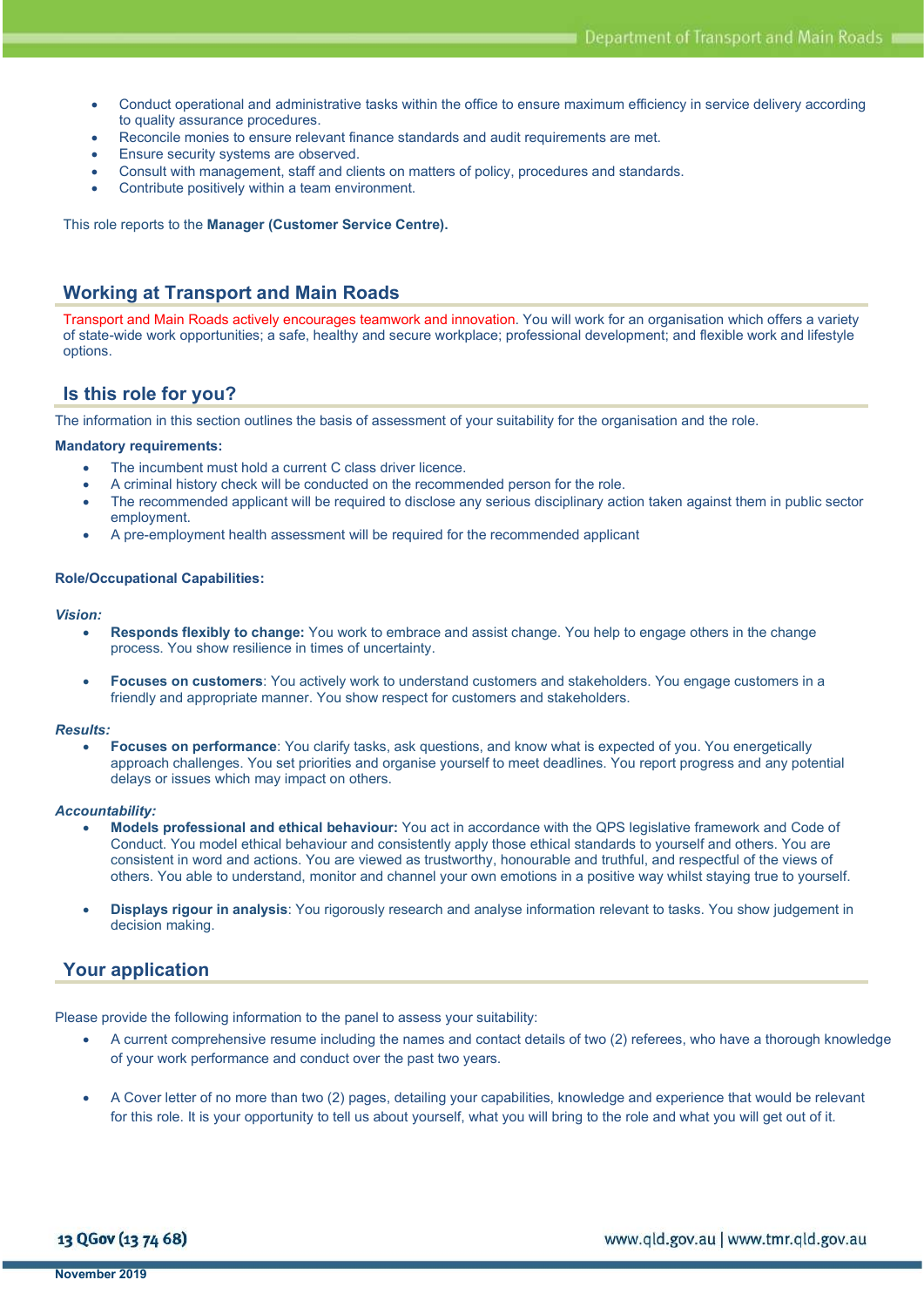- Conduct operational and administrative tasks within the office to ensure maximum efficiency in service delivery according to quality assurance procedures.
- Reconcile monies to ensure relevant finance standards and audit requirements are met.
- Ensure security systems are observed.
- Consult with management, staff and clients on matters of policy, procedures and standards.
- Contribute positively within a team environment.

This role reports to the **Manager (Customer Service Centre).**

## Working at Transport and Main Roads

Transport and Main Roads actively encourages teamwork and innovation. You will work for an organisation which offers a variety of state-wide work opportunities; a safe, healthy and secure workplace; professional development; and flexible work and lifestyle options.

## Is this role for you?

The information in this section outlines the basis of assessment of your suitability for the organisation and the role.

**Mandatory requirements:**

- The incumbent must hold a current C class driver licence.
- A criminal history check will be conducted on the recommended person for the role.
- The recommended applicant will be required to disclose any serious disciplinary action taken against them in public sector employment.
- A pre-employment health assessment will be required for the recommended applicant

**Role/Occupational Capabilities:**

***Vision:***

- **Responds flexibly to change:** You work to embrace and assist change. You help to engage others in the change process. You show resilience in times of uncertainty.

- **Focuses on customers**: You actively work to understand customers and stakeholders. You engage customers in a friendly and appropriate manner. You show respect for customers and stakeholders.

***Results:***

- **Focuses on performance**: You clarify tasks, ask questions, and know what is expected of you. You energetically approach challenges. You set priorities and organise yourself to meet deadlines. You report progress and any potential delays or issues which may impact on others.

***Accountability:***

- **Models professional and ethical behaviour:** You act in accordance with the QPS legislative framework and Code of Conduct. You model ethical behaviour and consistently apply those ethical standards to yourself and others. You are consistent in word and actions. You are viewed as trustworthy, honourable and truthful, and respectful of the views of others. You able to understand, monitor and channel your own emotions in a positive way whilst staying true to yourself.

- **Displays rigour in analysis**: You rigorously research and analyse information relevant to tasks. You show judgement in decision making.

## Your application

Please provide the following information to the panel to assess your suitability:

- A current comprehensive resume including the names and contact details of two (2) referees, who have a thorough knowledge of your work performance and conduct over the past two years.

- A Cover letter of no more than two (2) pages, detailing your capabilities, knowledge and experience that would be relevant for this role. It is your opportunity to tell us about yourself, what you will bring to the role and what you will get out of it.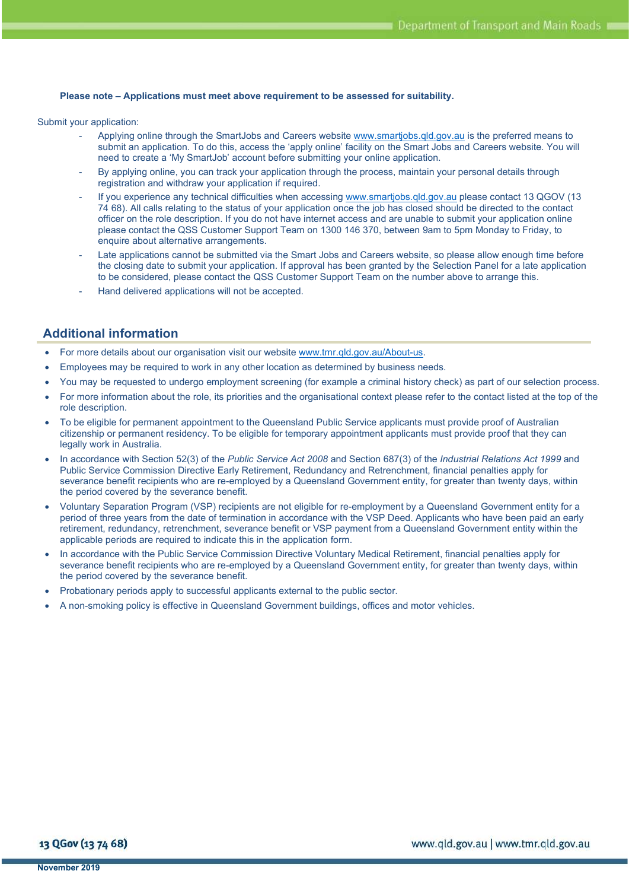**Please note – Applications must meet above requirement to be assessed for suitability.**

Submit your application:

- Applying online through the SmartJobs and Careers website www.smartjobs.qld.gov.au is the preferred means to submit an application. To do this, access the 'apply online' facility on the Smart Jobs and Careers website. You will need to create a 'My SmartJob' account before submitting your online application.
- By applying online, you can track your application through the process, maintain your personal details through registration and withdraw your application if required.
- If you experience any technical difficulties when accessing www.smartjobs.qld.gov.au please contact 13 QGOV (13 74 68). All calls relating to the status of your application once the job has closed should be directed to the contact officer on the role description. If you do not have internet access and are unable to submit your application online please contact the QSS Customer Support Team on 1300 146 370, between 9am to 5pm Monday to Friday, to enquire about alternative arrangements.
- Late applications cannot be submitted via the Smart Jobs and Careers website, so please allow enough time before the closing date to submit your application. If approval has been granted by the Selection Panel for a late application to be considered, please contact the QSS Customer Support Team on the number above to arrange this.
- Hand delivered applications will not be accepted.

## Additional information

- For more details about our organisation visit our website www.tmr.qld.gov.au/About-us.
- Employees may be required to work in any other location as determined by business needs.
- You may be requested to undergo employment screening (for example a criminal history check) as part of our selection process.
- For more information about the role, its priorities and the organisational context please refer to the contact listed at the top of the role description.
- To be eligible for permanent appointment to the Queensland Public Service applicants must provide proof of Australian citizenship or permanent residency. To be eligible for temporary appointment applicants must provide proof that they can legally work in Australia.
- In accordance with Section 52(3) of the *Public Service Act 2008* and Section 687(3) of the *Industrial Relations Act 1999* and Public Service Commission Directive Early Retirement, Redundancy and Retrenchment, financial penalties apply for severance benefit recipients who are re-employed by a Queensland Government entity, for greater than twenty days, within the period covered by the severance benefit.
- Voluntary Separation Program (VSP) recipients are not eligible for re-employment by a Queensland Government entity for a period of three years from the date of termination in accordance with the VSP Deed. Applicants who have been paid an early retirement, redundancy, retrenchment, severance benefit or VSP payment from a Queensland Government entity within the applicable periods are required to indicate this in the application form.
- In accordance with the Public Service Commission Directive Voluntary Medical Retirement, financial penalties apply for severance benefit recipients who are re-employed by a Queensland Government entity, for greater than twenty days, within the period covered by the severance benefit.
- Probationary periods apply to successful applicants external to the public sector.
- A non-smoking policy is effective in Queensland Government buildings, offices and motor vehicles.